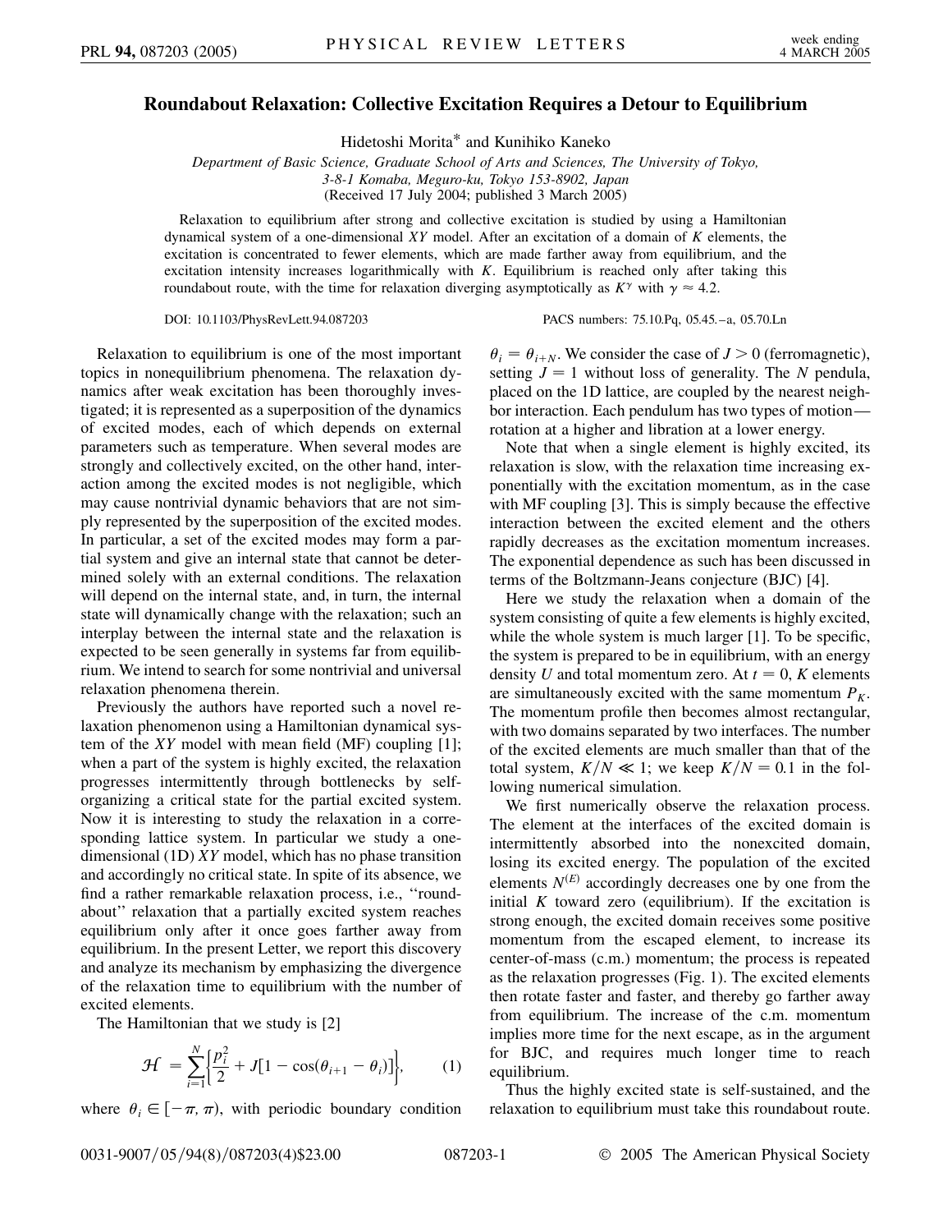# Roundabout Relaxation: Collective Excitation Requires a Detour to Equilibrium

Hidetoshi Morita* and Kunihiko Kaneko

*Department of Basic Science, Graduate School of Arts and Sciences, The University of Tokyo, 3-8-1 Komaba, Meguro-ku, Tokyo 153-8902, Japan*

(Received 17 July 2004; published 3 March 2005)

Relaxation to equilibrium after strong and collective excitation is studied by using a Hamiltonian dynamical system of a one-dimensional *XY* model. After an excitation of a domain of $K$ elements, the excitation is concentrated to fewer elements, which are made farther away from equilibrium, and the excitation intensity increases logarithmically with $K$. Equilibrium is reached only after taking this roundabout route, with the time for relaxation diverging asymptotically as $K^{\gamma}$ with $\gamma \approx 4.2$.

DOI: 10.1103/PhysRevLett.94.087203 PACS numbers: 75.10.Pq, 05.45.–a, 05.70.Ln

Relaxation to equilibrium is one of the most important topics in nonequilibrium phenomena. The relaxation dynamics after weak excitation has been thoroughly investigated; it is represented as a superposition of the dynamics of excited modes, each of which depends on external parameters such as temperature. When several modes are strongly and collectively excited, on the other hand, interaction among the excited modes is not negligible, which may cause nontrivial dynamic behaviors that are not simply represented by the superposition of the excited modes. In particular, a set of the excited modes may form a partial system and give an internal state that cannot be determined solely with an external conditions. The relaxation will depend on the internal state, and, in turn, the internal state will dynamically change with the relaxation; such an interplay between the internal state and the relaxation is expected to be seen generally in systems far from equilibrium. We intend to search for some nontrivial and universal relaxation phenomena therein.

Previously the authors have reported such a novel relaxation phenomenon using a Hamiltonian dynamical system of the *XY* model with mean field (MF) coupling [1]; when a part of the system is highly excited, the relaxation progresses intermittently through bottlenecks by self-organizing a critical state for the partial excited system. Now it is interesting to study the relaxation in a corresponding lattice system. In particular we study a one-dimensional (1D) *XY* model, which has no phase transition and accordingly no critical state. In spite of its absence, we find a rather remarkable relaxation process, i.e., "roundabout" relaxation that a partially excited system reaches equilibrium only after it once goes farther away from equilibrium. In the present Letter, we report this discovery and analyze its mechanism by emphasizing the divergence of the relaxation time to equilibrium with the number of excited elements.

The Hamiltonian that we study is [2]

$$\mathcal{H} = \sum_{i=1}^{N}\left\{\frac{p_i^2}{2} + J[1 - \cos(\theta_{i+1} - \theta_i)]\right\}, \qquad (1)$$

where $\theta_i \in [-\pi, \pi)$, with periodic boundary condition $\theta_i = \theta_{i+N}$. We consider the case of $J > 0$ (ferromagnetic), setting $J = 1$ without loss of generality. The $N$ pendula, placed on the 1D lattice, are coupled by the nearest neighbor interaction. Each pendulum has two types of motion—rotation at a higher and libration at a lower energy.

Note that when a single element is highly excited, its relaxation is slow, with the relaxation time increasing exponentially with the excitation momentum, as in the case with MF coupling [3]. This is simply because the effective interaction between the excited element and the others rapidly decreases as the excitation momentum increases. The exponential dependence as such has been discussed in terms of the Boltzmann-Jeans conjecture (BJC) [4].

Here we study the relaxation when a domain of the system consisting of quite a few elements is highly excited, while the whole system is much larger [1]. To be specific, the system is prepared to be in equilibrium, with an energy density $U$ and total momentum zero. At $t = 0$, $K$ elements are simultaneously excited with the same momentum $P_K$. The momentum profile then becomes almost rectangular, with two domains separated by two interfaces. The number of the excited elements are much smaller than that of the total system, $K/N \ll 1$; we keep $K/N = 0.1$ in the following numerical simulation.

We first numerically observe the relaxation process. The element at the interfaces of the excited domain is intermittently absorbed into the nonexcited domain, losing its excited energy. The population of the excited elements $N^{(E)}$ accordingly decreases one by one from the initial $K$ toward zero (equilibrium). If the excitation is strong enough, the excited domain receives some positive momentum from the escaped element, to increase its center-of-mass (c.m.) momentum; the process is repeated as the relaxation progresses (Fig. 1). The excited elements then rotate faster and faster, and they go farther away from equilibrium. The increase of the c.m. momentum implies more time for the next escape, as in the argument for BJC, and requires much longer time to reach equilibrium.

Thus the highly excited state is self-sustained, and the relaxation to equilibrium must take this roundabout route.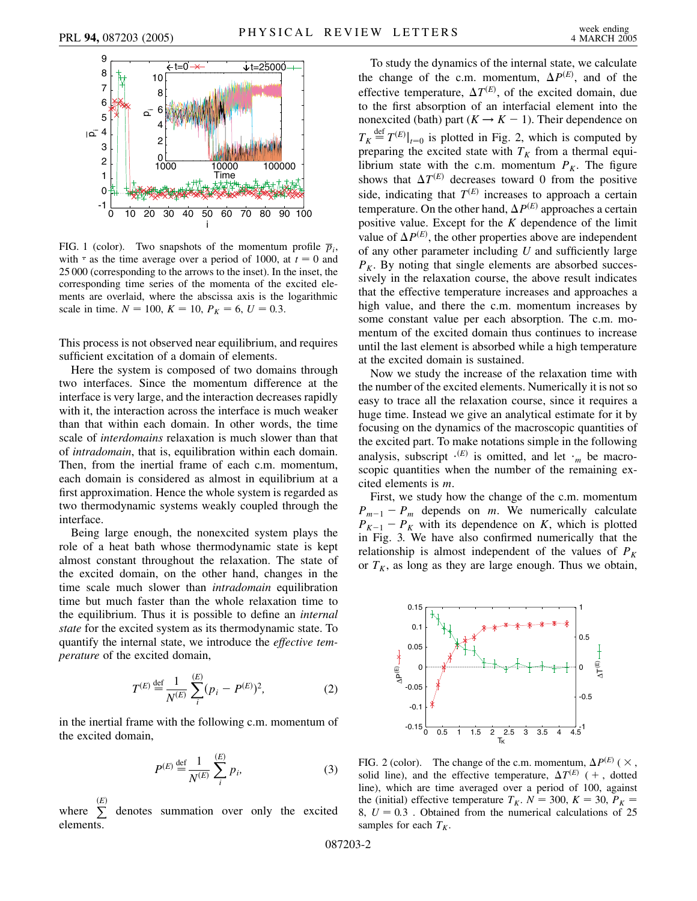FIG. 1 (color). Two snapshots of the momentum profile $\overline{p}_i$, with $\overline{\cdot}$ as the time average over a period of 1000, at $t = 0$ and 25 000 (corresponding to the arrows to the inset). In the inset, the corresponding time series of the momenta of the excited elements are overlaid, where the abscissa axis is the logarithmic scale in time. $N = 100$, $K = 10$, $P_K = 6$, $U = 0.3$.

This process is not observed near equilibrium, and requires sufficient excitation of a domain of elements.

Here the system is composed of two domains through two interfaces. Since the momentum difference at the interface is very large, and the interaction decreases rapidly with it, the interaction across the interface is much weaker than that within each domain. In other words, the time scale of *interdomains* relaxation is much slower than that of *intradomain*, that is, equilibration within each domain. Then, from the inertial frame of each c.m. momentum, each domain is considered as almost in equilibrium at a first approximation. Hence the whole system is regarded as two thermodynamic systems weakly coupled through the interface.

Being large enough, the nonexcited system plays the role of a heat bath whose thermodynamic state is kept almost constant throughout the relaxation. The state of the excited domain, on the other hand, changes in the time scale much slower than *intradomain* equilibration time but much faster than the whole relaxation time to the equilibrium. Thus it is possible to define an *internal state* for the excited system as its thermodynamic state. To quantify the internal state, we introduce the *effective temperature* of the excited domain,

$$T^{(E)} \stackrel{\text{def}}{=} \frac{1}{N^{(E)}} \sum_i^{(E)} (p_i - P^{(E)})^2, \tag{2}$$

in the inertial frame with the following c.m. momentum of the excited domain,

$$P^{(E)} \stackrel{\text{def}}{=} \frac{1}{N^{(E)}} \sum_i^{(E)} p_i, \tag{3}$$

where $\sum^{(E)}$ denotes summation over only the excited elements.

To study the dynamics of the internal state, we calculate the change of the c.m. momentum, $\Delta P^{(E)}$, and of the effective temperature, $\Delta T^{(E)}$, of the excited domain, due to the first absorption of an interfacial element into the nonexcited (bath) part ($K \to K - 1$). Their dependence on $T_K \stackrel{\text{def}}{=} T^{(E)}|_{t=0}$ is plotted in Fig. 2, which is computed by preparing the excited state with $T_K$ from a thermal equilibrium state with the c.m. momentum $P_K$. The figure shows that $\Delta T^{(E)}$ decreases toward 0 from the positive side, indicating that $T^{(E)}$ increases to approach a certain temperature. On the other hand, $\Delta P^{(E)}$ approaches a certain positive value. Except for the $K$ dependence of the limit value of $\Delta P^{(E)}$, the other properties above are independent of any other parameter including $U$ and sufficiently large $P_K$. By noting that single elements are absorbed successively in the relaxation course, the above result indicates that the effective temperature increases and approaches a high value, and there the c.m. momentum increases by some constant value per each absorption. The c.m. momentum of the excited domain thus continues to increase until the last element is absorbed while a high temperature at the excited domain is sustained.

Now we study the increase of the relaxation time with the number of the excited elements. Numerically it is not so easy to trace all the relaxation course, since it requires a huge time. Instead we give an analytical estimate for it by focusing on the dynamics of the macroscopic quantities of the excited part. To make notations simple in the following analysis, subscript $\cdot^{(E)}$ is omitted, and let $\cdot_m$ be macroscopic quantities when the number of the remaining excited elements is $m$.

First, we study how the change of the c.m. momentum $P_{m-1} - P_m$ depends on $m$. We numerically calculate $P_{K-1} - P_K$ with its dependence on $K$, which is plotted in Fig. 3. We have also confirmed numerically that the relationship is almost independent of the values of $P_K$ or $T_K$, as long as they are large enough. Thus we obtain,

FIG. 2 (color). The change of the c.m. momentum, $\Delta P^{(E)}$ ($\times$, solid line), and the effective temperature, $\Delta T^{(E)}$ ($+$, dotted line), which are time averaged over a period of 100, against the (initial) effective temperature $T_K$. $N = 300$, $K = 30$, $P_K = 8$, $U = 0.3$ . Obtained from the numerical calculations of 25 samples for each $T_K$.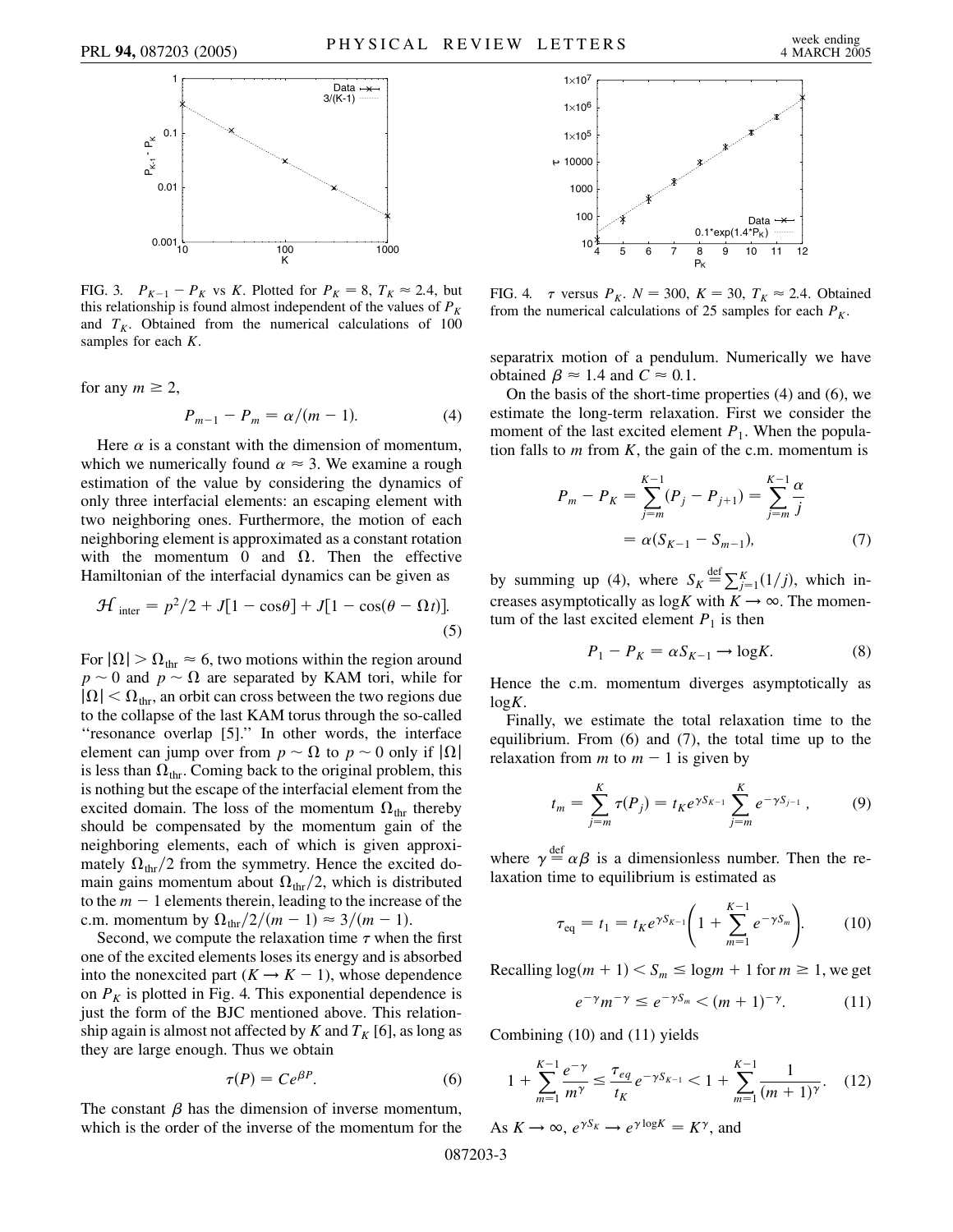FIG. 3. $P_{K-1} - P_K$ vs $K$. Plotted for $P_K = 8$, $T_K \approx 2.4$, but this relationship is found almost independent of the values of $P_K$ and $T_K$. Obtained from the numerical calculations of 100 samples for each $K$.

for any $m \geq 2$,

$$P_{m-1} - P_m = \alpha/(m-1). \tag{4}$$

Here $\alpha$ is a constant with the dimension of momentum, which we numerically found $\alpha \approx 3$. We examine a rough estimation of the value by considering the dynamics of only three interfacial elements: an escaping element with two neighboring ones. Furthermore, the motion of each neighboring element is approximated as a constant rotation with the momentum 0 and $\Omega$. Then the effective Hamiltonian of the interfacial dynamics can be given as

$$\mathcal{H}_{\text{inter}} = p^2/2 + J[1 - \cos\theta] + J[1 - \cos(\theta - \Omega t)]. \tag{5}$$

For $|\Omega| > \Omega_{\text{thr}} \approx 6$, two motions within the region around $p \sim 0$ and $p \sim \Omega$ are separated by KAM tori, while for $|\Omega| < \Omega_{\text{thr}}$, an orbit can cross between the two regions due to the collapse of the last KAM torus through the so-called "resonance overlap [5]." In other words, the interface element can jump over from $p \sim \Omega$ to $p \sim 0$ only if $|\Omega|$ is less than $\Omega_{\text{thr}}$. Coming back to the original problem, this is nothing but the escape of the interfacial element from the excited domain. The loss of the momentum $\Omega_{\text{thr}}$ thereby should be compensated by the momentum gain of the neighboring elements, each of which is given approximately $\Omega_{\text{thr}}/2$ from the symmetry. Hence the excited domain gains momentum about $\Omega_{\text{thr}}/2$, which is distributed to the $m-1$ elements therein, leading to the increase of the c.m. momentum by $\Omega_{\text{thr}}/2/(m-1) \approx 3/(m-1)$.

Second, we compute the relaxation time $\tau$ when the first one of the excited elements loses its energy and is absorbed into the nonexcited part ($K \to K-1$), whose dependence on $P_K$ is plotted in Fig. 4. This exponential dependence is just the form of the BJC mentioned above. This relationship again is almost not affected by $K$ and $T_K$ [6], as long as they are large enough. Thus we obtain

$$\tau(P) = Ce^{\beta P}. \tag{6}$$

The constant $\beta$ has the dimension of inverse momentum, which is the order of the inverse of the momentum for the separatrix motion of a pendulum. Numerically we have obtained $\beta \approx 1.4$ and $C \approx 0.1$.

FIG. 4. $\tau$ versus $P_K$. $N = 300$, $K = 30$, $T_K \approx 2.4$. Obtained from the numerical calculations of 25 samples for each $P_K$.

On the basis of the short-time properties (4) and (6), we estimate the long-term relaxation. First we consider the moment of the last excited element $P_1$. When the population falls to $m$ from $K$, the gain of the c.m. momentum is

$$P_m - P_K = \sum_{j=m}^{K-1}(P_j - P_{j+1}) = \sum_{j=m}^{K-1}\frac{\alpha}{j} = \alpha(S_{K-1} - S_{m-1}), \tag{7}$$

by summing up (4), where $S_K \stackrel{\text{def}}{=} \sum_{j=1}^{K}(1/j)$, which increases asymptotically as $\log K$ with $K \to \infty$. The momentum of the last excited element $P_1$ is then

$$P_1 - P_K = \alpha S_{K-1} \to \log K. \tag{8}$$

Hence the c.m. momentum diverges asymptotically as $\log K$.

Finally, we estimate the total relaxation time to the equilibrium. From (6) and (7), the total time up to the relaxation from $m$ to $m-1$ is given by

$$t_m = \sum_{j=m}^{K}\tau(P_j) = t_K e^{\gamma S_{K-1}}\sum_{j=m}^{K}e^{-\gamma S_{j-1}}, \tag{9}$$

where $\gamma \stackrel{\text{def}}{=} \alpha\beta$ is a dimensionless number. Then the relaxation time to equilibrium is estimated as

$$\tau_{\text{eq}} = t_1 = t_K e^{\gamma S_{K-1}}\left(1 + \sum_{m=1}^{K-1}e^{-\gamma S_m}\right). \tag{10}$$

Recalling $\log(m+1) < S_m \leq \log m + 1$ for $m \geq 1$, we get

$$e^{-\gamma}m^{-\gamma} \leq e^{-\gamma S_m} < (m+1)^{-\gamma}. \tag{11}$$

Combining (10) and (11) yields

$$1 + \sum_{m=1}^{K-1}\frac{e^{-\gamma}}{m^{\gamma}} \leq \frac{\tau_{eq}}{t_K}e^{-\gamma S_{K-1}} < 1 + \sum_{m=1}^{K-1}\frac{1}{(m+1)^{\gamma}}. \tag{12}$$

As $K \to \infty$, $e^{\gamma S_K} \to e^{\gamma \log K} = K^{\gamma}$, and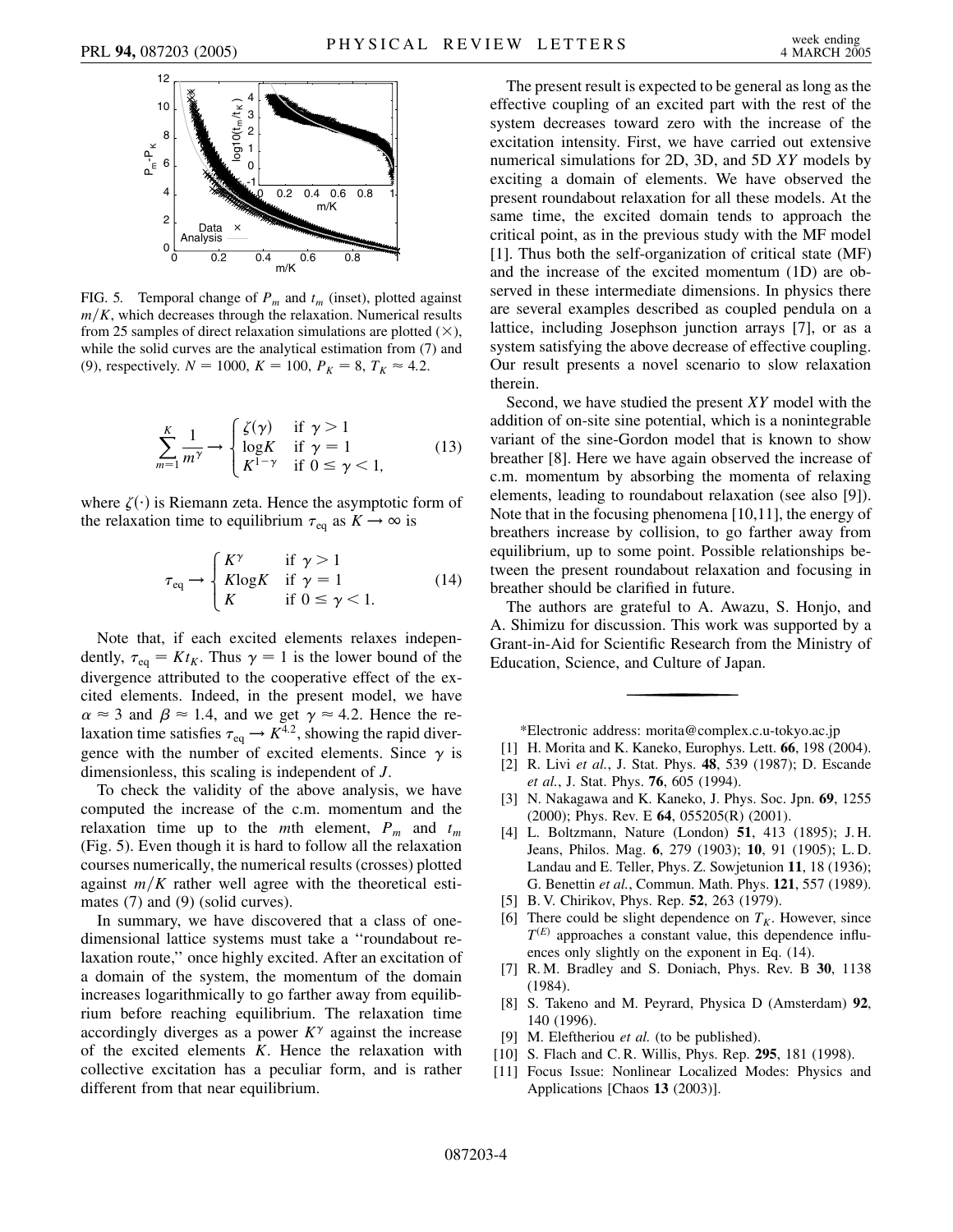12
10
8
6
4
2
0
$P_m - P_K$
0 0.2 0.4 0.6 0.8 1
m/K
Data ×
Analysis
log10($t_m/t_K$)
4
3
2
1
0
-1
0 0.2 0.4 0.6 0.8 1
m/K

FIG. 5. Temporal change of $P_m$ and $t_m$ (inset), plotted against $m/K$, which decreases through the relaxation. Numerical results from 25 samples of direct relaxation simulations are plotted (×), while the solid curves are the analytical estimation from (7) and (9), respectively. $N = 1000$, $K = 100$, $P_K = 8$, $T_K \approx 4.2$.

$$\sum_{m=1}^{K} \frac{1}{m^\gamma} \to \begin{cases} \zeta(\gamma) & \text{if } \gamma > 1 \\ \log K & \text{if } \gamma = 1 \\ K^{1-\gamma} & \text{if } 0 \le \gamma < 1, \end{cases} \tag{13}$$

where $\zeta(\cdot)$ is Riemann zeta. Hence the asymptotic form of the relaxation time to equilibrium $\tau_{\mathrm{eq}}$ as $K \to \infty$ is

$$\tau_{\mathrm{eq}} \to \begin{cases} K^\gamma & \text{if } \gamma > 1 \\ K \log K & \text{if } \gamma = 1 \\ K & \text{if } 0 \le \gamma < 1. \end{cases} \tag{14}$$

Note that, if each excited elements relaxes independently, $\tau_{\mathrm{eq}} = K t_K$. Thus $\gamma = 1$ is the lower bound of the divergence attributed to the cooperative effect of the excited elements. Indeed, in the present model, we have $\alpha \approx 3$ and $\beta \approx 1.4$, and we get $\gamma \approx 4.2$. Hence the relaxation time satisfies $\tau_{\mathrm{eq}} \to K^{4.2}$, showing the rapid divergence with the number of excited elements. Since $\gamma$ is dimensionless, this scaling is independent of $J$.

To check the validity of the above analysis, we have computed the increase of the c.m. momentum and the relaxation time up to the $m$th element, $P_m$ and $t_m$ (Fig. 5). Even though it is hard to follow all the relaxation courses numerically, the numerical results (crosses) plotted against $m/K$ rather well agree with the theoretical estimates (7) and (9) (solid curves).

In summary, we have discovered that a class of one-dimensional lattice systems must take a "roundabout relaxation route," once highly excited. After an excitation of a domain of the system, the momentum of the domain increases logarithmically to go farther away from equilibrium before reaching equilibrium. The relaxation time accordingly diverges as a power $K^\gamma$ against the increase of the excited elements $K$. Hence the relaxation with collective excitation has a peculiar form, and is rather different from that near equilibrium.

The present result is expected to be general as long as the effective coupling of an excited part with the rest of the system decreases toward zero with the increase of the excitation intensity. First, we have carried out extensive numerical simulations for 2D, 3D, and 5D *XY* models by exciting a domain of elements. We have observed the present roundabout relaxation for all these models. At the same time, the excited domain tends to approach the critical point, as in the previous study with the MF model [1]. Thus both the self-organization of critical state (MF) and the increase of the excited momentum (1D) are observed in these intermediate dimensions. In physics there are several examples described as coupled pendula on a lattice, including Josephson junction arrays [7], or as a system satisfying the above decrease of effective coupling. Our result presents a novel scenario to slow relaxation therein.

Second, we have studied the present *XY* model with the addition of on-site sine potential, which is a nonintegrable variant of the sine-Gordon model that is known to show breather [8]. Here we have again observed the increase of c.m. momentum by absorbing the momenta of relaxing elements, leading to roundabout relaxation (see also [9]). Note that in the focusing phenomena [10,11], the energy of breathers increase by collision, to go farther away from equilibrium, up to some point. Possible relationships between the present roundabout relaxation and focusing in breather should be clarified in future.

The authors are grateful to A. Awazu, S. Honjo, and A. Shimizu for discussion. This work was supported by a Grant-in-Aid for Scientific Research from the Ministry of Education, Science, and Culture of Japan.

---

*Electronic address: morita@complex.c.u-tokyo.ac.jp

[1] H. Morita and K. Kaneko, Europhys. Lett. **66**, 198 (2004).

[2] R. Livi *et al.*, J. Stat. Phys. **48**, 539 (1987); D. Escande *et al.*, J. Stat. Phys. **76**, 605 (1994).

[3] N. Nakagawa and K. Kaneko, J. Phys. Soc. Jpn. **69**, 1255 (2000); Phys. Rev. E **64**, 055205(R) (2001).

[4] L. Boltzmann, Nature (London) **51**, 413 (1895); J. H. Jeans, Philos. Mag. **6**, 279 (1903); **10**, 91 (1905); L. D. Landau and E. Teller, Phys. Z. Sowjetunion **11**, 18 (1936); G. Benettin *et al.*, Commun. Math. Phys. **121**, 557 (1989).

[5] B. V. Chirikov, Phys. Rep. **52**, 263 (1979).

[6] There could be slight dependence on $T_K$. However, since $T^{(E)}$ approaches a constant value, this dependence influences only slightly on the exponent in Eq. (14).

[7] R. M. Bradley and S. Doniach, Phys. Rev. B **30**, 1138 (1984).

[8] S. Takeno and M. Peyrard, Physica D (Amsterdam) **92**, 140 (1996).

[9] M. Eleftheriou *et al.* (to be published).

[10] S. Flach and C. R. Willis, Phys. Rep. **295**, 181 (1998).

[11] Focus Issue: Nonlinear Localized Modes: Physics and Applications [Chaos **13** (2003)].